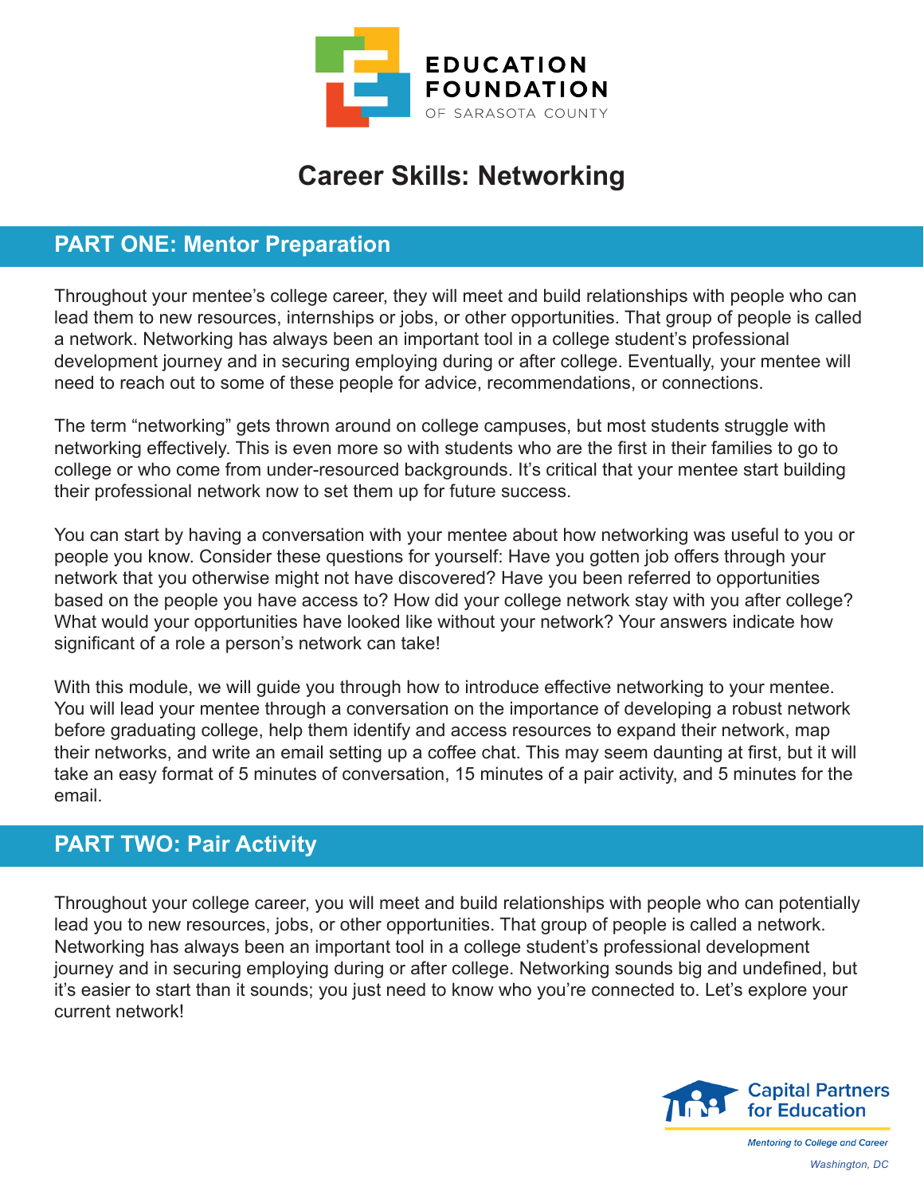EDUCATION FOUNDATION OF SARASOTA COUNTY

# Career Skills: Networking

## PART ONE: Mentor Preparation

Throughout your mentee's college career, they will meet and build relationships with people who can lead them to new resources, internships or jobs, or other opportunities. That group of people is called a network. Networking has always been an important tool in a college student's professional development journey and in securing employing during or after college. Eventually, your mentee will need to reach out to some of these people for advice, recommendations, or connections.

The term "networking" gets thrown around on college campuses, but most students struggle with networking effectively. This is even more so with students who are the first in their families to go to college or who come from under-resourced backgrounds. It's critical that your mentee start building their professional network now to set them up for future success.

You can start by having a conversation with your mentee about how networking was useful to you or people you know. Consider these questions for yourself: Have you gotten job offers through your network that you otherwise might not have discovered? Have you been referred to opportunities based on the people you have access to? How did your college network stay with you after college? What would your opportunities have looked like without your network? Your answers indicate how significant of a role a person's network can take!

With this module, we will guide you through how to introduce effective networking to your mentee. You will lead your mentee through a conversation on the importance of developing a robust network before graduating college, help them identify and access resources to expand their network, map their networks, and write an email setting up a coffee chat. This may seem daunting at first, but it will take an easy format of 5 minutes of conversation, 15 minutes of a pair activity, and 5 minutes for the email.

## PART TWO: Pair Activity

Throughout your college career, you will meet and build relationships with people who can potentially lead you to new resources, jobs, or other opportunities. That group of people is called a network. Networking has always been an important tool in a college student's professional development journey and in securing employing during or after college. Networking sounds big and undefined, but it's easier to start than it sounds; you just need to know who you're connected to. Let's explore your current network!

Capital Partners for Education

*Mentoring to College and Career*

*Washington, DC*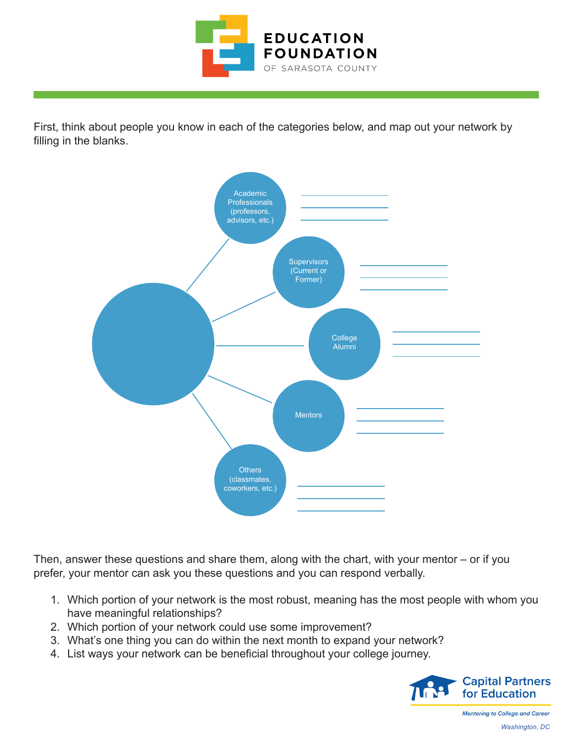First, think about people you know in each of the categories below, and map out your network by filling in the blanks.

- Academic Professionals (professors, advisors, etc.)
  - \_\_\_\_\_\_\_\_\_\_\_\_\_\_\_\_
  - \_\_\_\_\_\_\_\_\_\_\_\_\_\_\_\_
  - \_\_\_\_\_\_\_\_\_\_\_\_\_\_\_\_
- Supervisors (Current or Former)
  - \_\_\_\_\_\_\_\_\_\_\_\_\_\_\_\_
  - \_\_\_\_\_\_\_\_\_\_\_\_\_\_\_\_
  - \_\_\_\_\_\_\_\_\_\_\_\_\_\_\_\_
- College Alumni
  - \_\_\_\_\_\_\_\_\_\_\_\_\_\_\_\_
  - \_\_\_\_\_\_\_\_\_\_\_\_\_\_\_\_
  - \_\_\_\_\_\_\_\_\_\_\_\_\_\_\_\_
- Mentors
  - \_\_\_\_\_\_\_\_\_\_\_\_\_\_\_\_
  - \_\_\_\_\_\_\_\_\_\_\_\_\_\_\_\_
  - \_\_\_\_\_\_\_\_\_\_\_\_\_\_\_\_
- Others (classmates, coworkers, etc.)
  - \_\_\_\_\_\_\_\_\_\_\_\_\_\_\_\_
  - \_\_\_\_\_\_\_\_\_\_\_\_\_\_\_\_
  - \_\_\_\_\_\_\_\_\_\_\_\_\_\_\_\_

Then, answer these questions and share them, along with the chart, with your mentor – or if you prefer, your mentor can ask you these questions and you can respond verbally.

1. Which portion of your network is the most robust, meaning has the most people with whom you have meaningful relationships?
2. Which portion of your network could use some improvement?
3. What's one thing you can do within the next month to expand your network?
4. List ways your network can be beneficial throughout your college journey.

Capital Partners for Education

*Mentoring to College and Career*

*Washington, DC*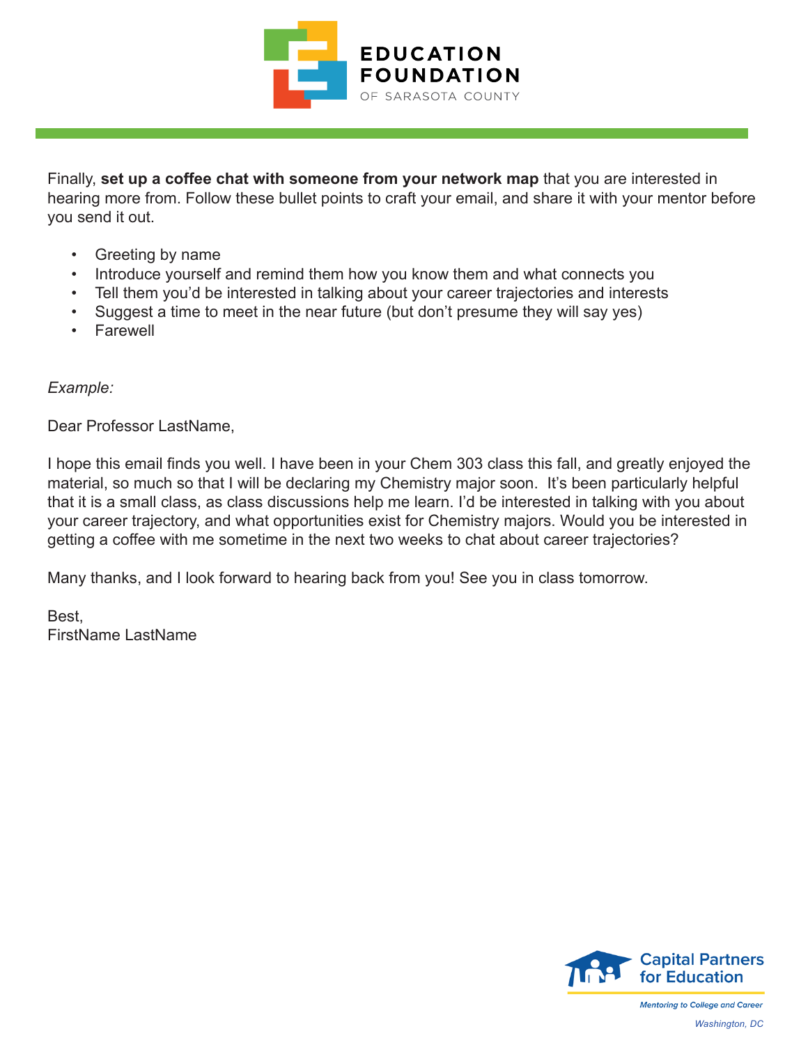Finally, **set up a coffee chat with someone from your network map** that you are interested in hearing more from. Follow these bullet points to craft your email, and share it with your mentor before you send it out.

- Greeting by name
- Introduce yourself and remind them how you know them and what connects you
- Tell them you'd be interested in talking about your career trajectories and interests
- Suggest a time to meet in the near future (but don't presume they will say yes)
- Farewell

*Example:*

Dear Professor LastName,

I hope this email finds you well. I have been in your Chem 303 class this fall, and greatly enjoyed the material, so much so that I will be declaring my Chemistry major soon. It's been particularly helpful that it is a small class, as class discussions help me learn. I'd be interested in talking with you about your career trajectory, and what opportunities exist for Chemistry majors. Would you be interested in getting a coffee with me sometime in the next two weeks to chat about career trajectories?

Many thanks, and I look forward to hearing back from you! See you in class tomorrow.

Best,
FirstName LastName